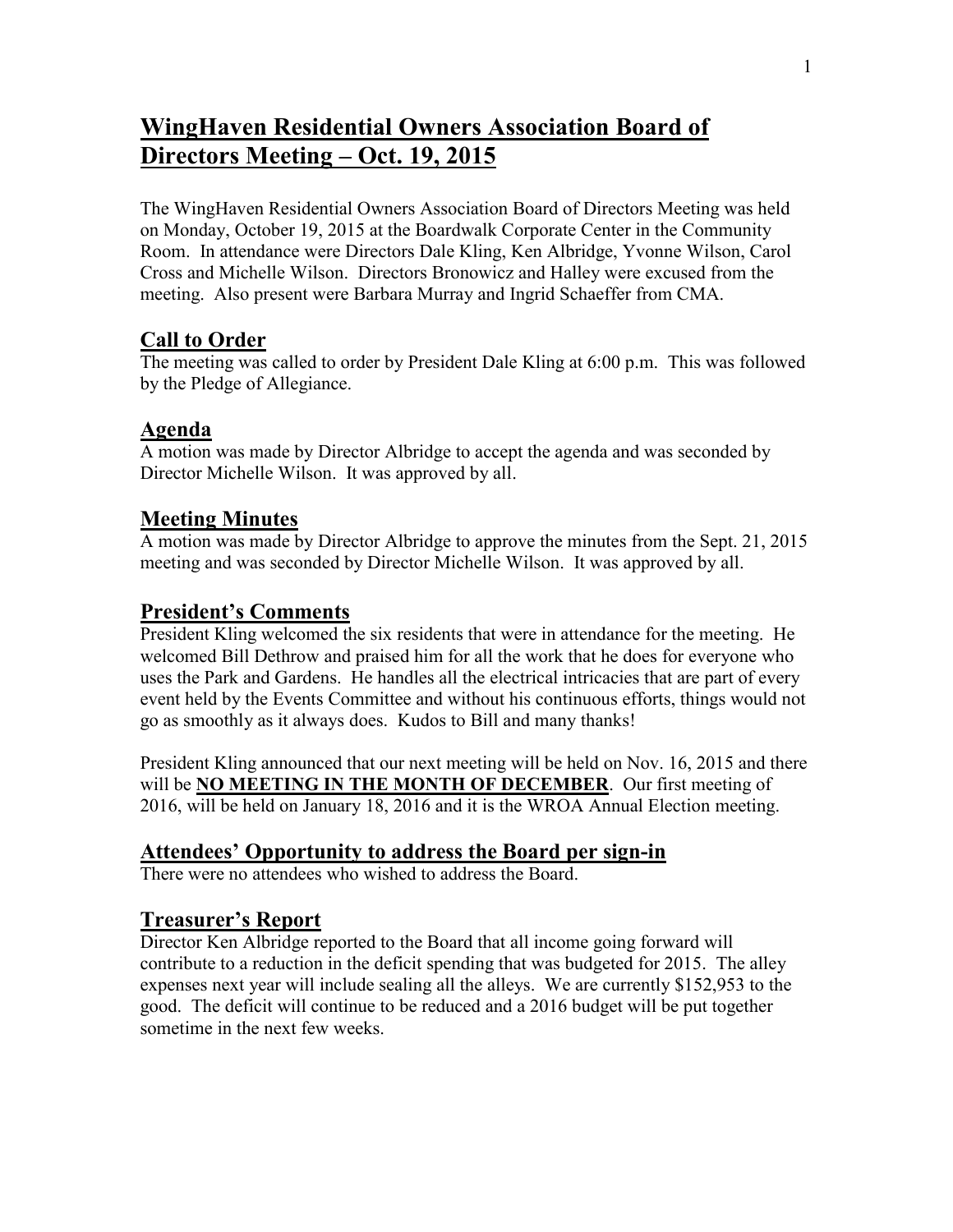# WingHaven Residential Owners Association Board of Directors Meeting – Oct. 19, 2015

The WingHaven Residential Owners Association Board of Directors Meeting was held on Monday, October 19, 2015 at the Boardwalk Corporate Center in the Community Room. In attendance were Directors Dale Kling, Ken Albridge, Yvonne Wilson, Carol Cross and Michelle Wilson. Directors Bronowicz and Halley were excused from the meeting. Also present were Barbara Murray and Ingrid Schaeffer from CMA.

## Call to Order

The meeting was called to order by President Dale Kling at 6:00 p.m. This was followed by the Pledge of Allegiance.

## Agenda

A motion was made by Director Albridge to accept the agenda and was seconded by Director Michelle Wilson. It was approved by all.

## Meeting Minutes

A motion was made by Director Albridge to approve the minutes from the Sept. 21, 2015 meeting and was seconded by Director Michelle Wilson. It was approved by all.

## President's Comments

President Kling welcomed the six residents that were in attendance for the meeting. He welcomed Bill Dethrow and praised him for all the work that he does for everyone who uses the Park and Gardens. He handles all the electrical intricacies that are part of every event held by the Events Committee and without his continuous efforts, things would not go as smoothly as it always does. Kudos to Bill and many thanks!

President Kling announced that our next meeting will be held on Nov. 16, 2015 and there will be **NO MEETING IN THE MONTH OF DECEMBER**. Our first meeting of 2016, will be held on January 18, 2016 and it is the WROA Annual Election meeting.

## Attendees' Opportunity to address the Board per sign-in

There were no attendees who wished to address the Board.

## Treasurer's Report

Director Ken Albridge reported to the Board that all income going forward will contribute to a reduction in the deficit spending that was budgeted for 2015. The alley expenses next year will include sealing all the alleys. We are currently $152,953 to the good. The deficit will continue to be reduced and a 2016 budget will be put together sometime in the next few weeks.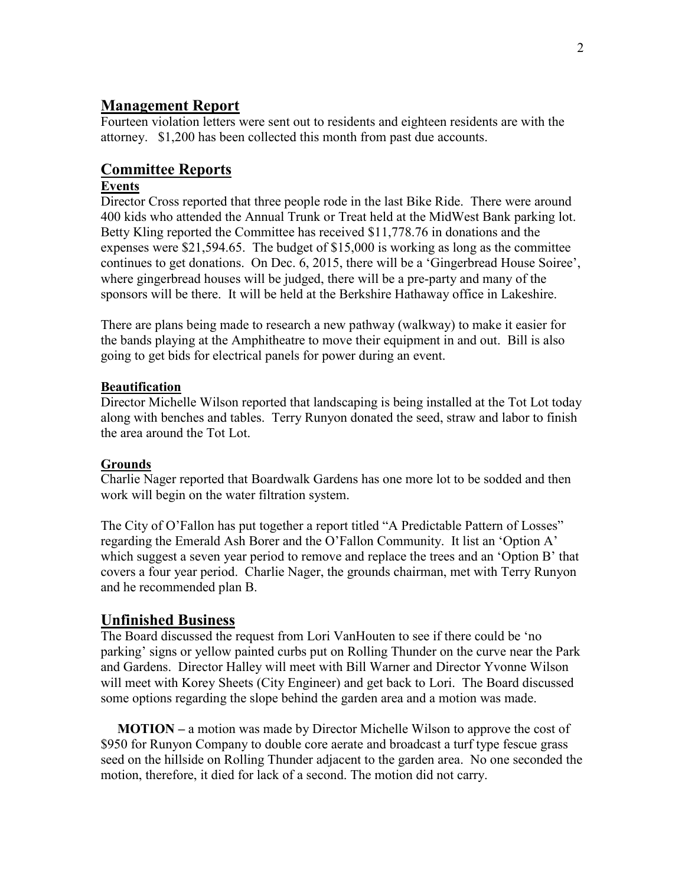## Management Report

Fourteen violation letters were sent out to residents and eighteen residents are with the attorney. $1,200 has been collected this month from past due accounts.

## Committee Reports

### Events

Director Cross reported that three people rode in the last Bike Ride. There were around 400 kids who attended the Annual Trunk or Treat held at the MidWest Bank parking lot. Betty Kling reported the Committee has received $11,778.76 in donations and the expenses were $21,594.65. The budget of $15,000 is working as long as the committee continues to get donations. On Dec. 6, 2015, there will be a 'Gingerbread House Soiree', where gingerbread houses will be judged, there will be a pre-party and many of the sponsors will be there. It will be held at the Berkshire Hathaway office in Lakeshire.

There are plans being made to research a new pathway (walkway) to make it easier for the bands playing at the Amphitheatre to move their equipment in and out. Bill is also going to get bids for electrical panels for power during an event.

### Beautification

Director Michelle Wilson reported that landscaping is being installed at the Tot Lot today along with benches and tables. Terry Runyon donated the seed, straw and labor to finish the area around the Tot Lot.

### Grounds

Charlie Nager reported that Boardwalk Gardens has one more lot to be sodded and then work will begin on the water filtration system.

The City of O'Fallon has put together a report titled "A Predictable Pattern of Losses" regarding the Emerald Ash Borer and the O'Fallon Community. It list an 'Option A' which suggest a seven year period to remove and replace the trees and an 'Option B' that covers a four year period. Charlie Nager, the grounds chairman, met with Terry Runyon and he recommended plan B.

## Unfinished Business

The Board discussed the request from Lori VanHouten to see if there could be 'no parking' signs or yellow painted curbs put on Rolling Thunder on the curve near the Park and Gardens. Director Halley will meet with Bill Warner and Director Yvonne Wilson will meet with Korey Sheets (City Engineer) and get back to Lori. The Board discussed some options regarding the slope behind the garden area and a motion was made.

**MOTION –** a motion was made by Director Michelle Wilson to approve the cost of $950 for Runyon Company to double core aerate and broadcast a turf type fescue grass seed on the hillside on Rolling Thunder adjacent to the garden area. No one seconded the motion, therefore, it died for lack of a second. The motion did not carry.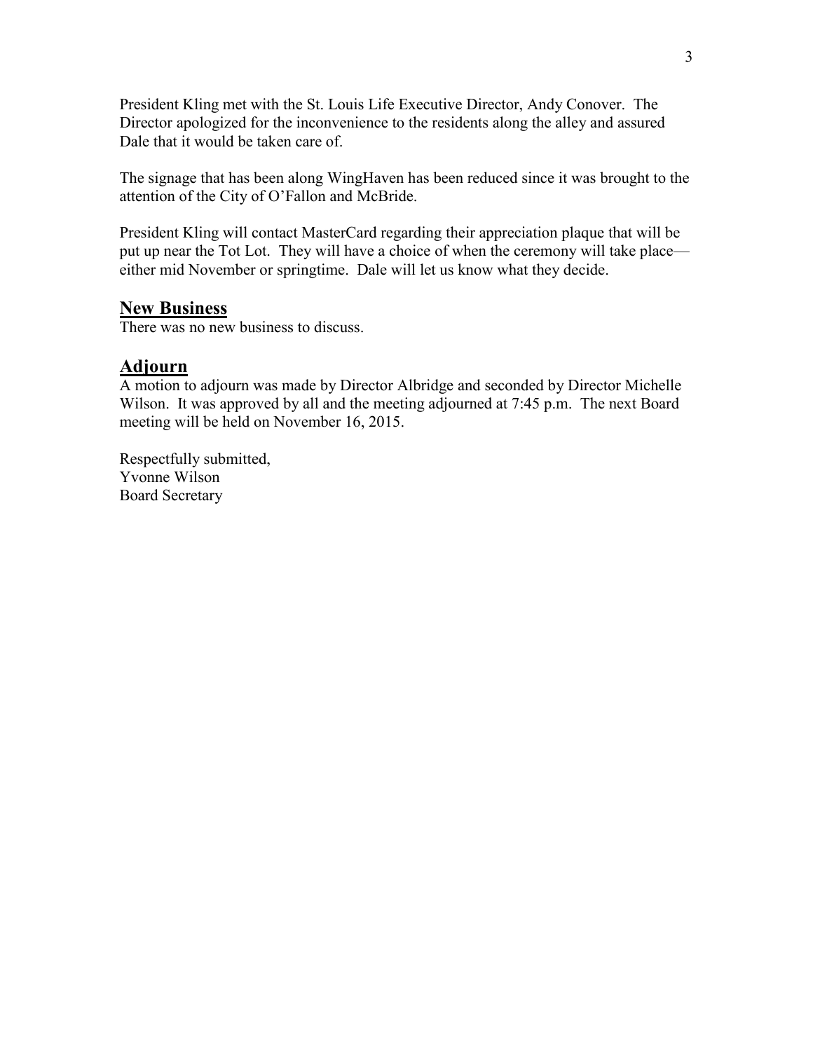President Kling met with the St. Louis Life Executive Director, Andy Conover. The Director apologized for the inconvenience to the residents along the alley and assured Dale that it would be taken care of.

The signage that has been along WingHaven has been reduced since it was brought to the attention of the City of O'Fallon and McBride.

President Kling will contact MasterCard regarding their appreciation plaque that will be put up near the Tot Lot. They will have a choice of when the ceremony will take place—either mid November or springtime. Dale will let us know what they decide.

## New Business

There was no new business to discuss.

## Adjourn

A motion to adjourn was made by Director Albridge and seconded by Director Michelle Wilson. It was approved by all and the meeting adjourned at 7:45 p.m. The next Board meeting will be held on November 16, 2015.

Respectfully submitted,
Yvonne Wilson
Board Secretary